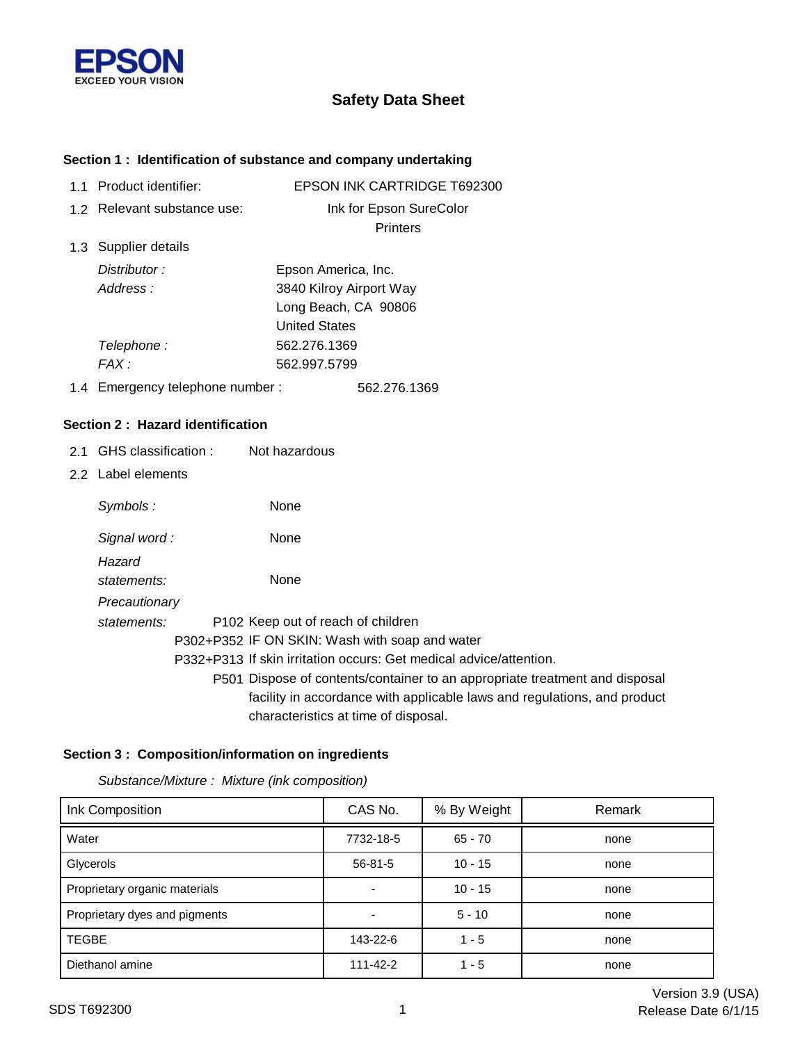EPSON
EXCEED YOUR VISION

# Safety Data Sheet

## Section 1 : Identification of substance and company undertaking

1.1 Product identifier: EPSON INK CARTRIDGE T692300

1.2 Relevant substance use: Ink for Epson SureColor Printers

1.3 Supplier details

*Distributor :* Epson America, Inc.

*Address :* 3840 Kilroy Airport Way
Long Beach, CA 90806
United States

*Telephone :* 562.276.1369

*FAX :* 562.997.5799

1.4 Emergency telephone number : 562.276.1369

## Section 2 : Hazard identification

2.1 GHS classification : Not hazardous

2.2 Label elements

*Symbols :* None

*Signal word :* None

*Hazard statements:* None

*Precautionary statements:*

P102 Keep out of reach of children

P302+P352 IF ON SKIN: Wash with soap and water

P332+P313 If skin irritation occurs: Get medical advice/attention.

P501 Dispose of contents/container to an appropriate treatment and disposal facility in accordance with applicable laws and regulations, and product characteristics at time of disposal.

## Section 3 : Composition/information on ingredients

*Substance/Mixture : Mixture (ink composition)*

| Ink Composition | CAS No. | % By Weight | Remark |
| --- | --- | --- | --- |
| Water | 7732-18-5 | 65 - 70 | none |
| Glycerols | 56-81-5 | 10 - 15 | none |
| Proprietary organic materials | - | 10 - 15 | none |
| Proprietary dyes and pigments | - | 5 - 10 | none |
| TEGBE | 143-22-6 | 1 - 5 | none |
| Diethanol amine | 111-42-2 | 1 - 5 | none |

SDS T692300

Version 3.9 (USA)
Release Date 6/1/15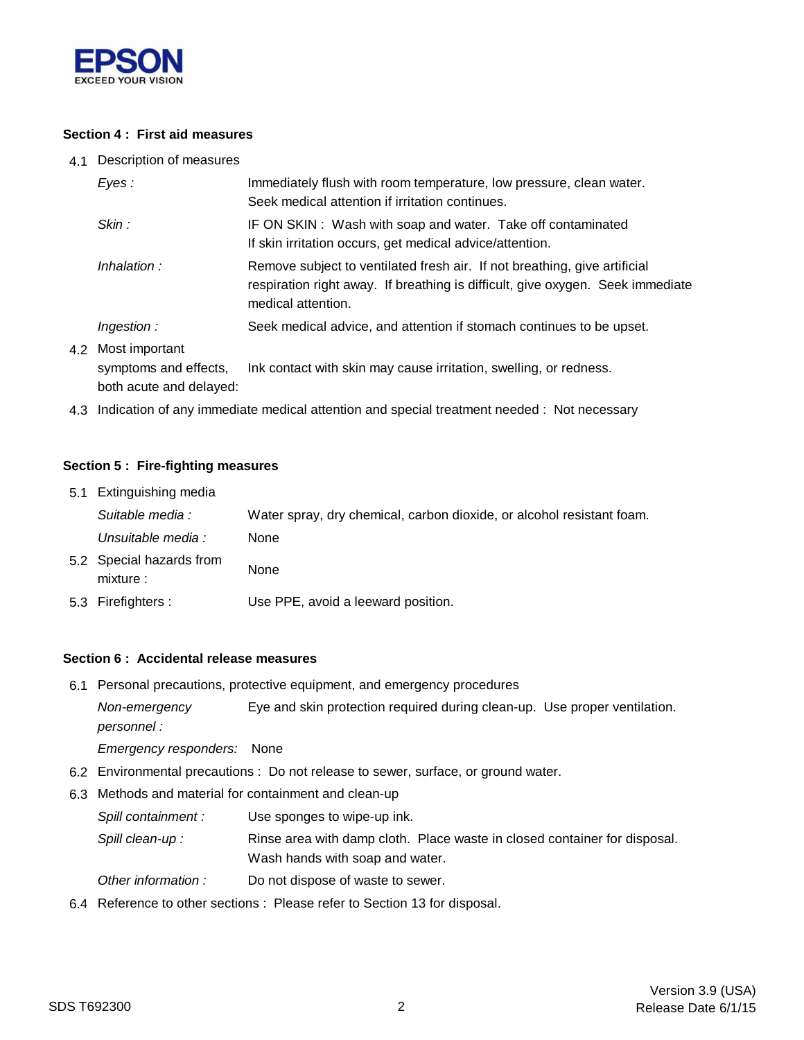## Section 4 : First aid measures

4.1 Description of measures

| | |
|---|---|
| *Eyes :* | Immediately flush with room temperature, low pressure, clean water. Seek medical attention if irritation continues. |
| *Skin :* | IF ON SKIN : Wash with soap and water. Take off contaminated If skin irritation occurs, get medical advice/attention. |
| *Inhalation :* | Remove subject to ventilated fresh air. If not breathing, give artificial respiration right away. If breathing is difficult, give oxygen. Seek immediate medical attention. |
| *Ingestion :* | Seek medical advice, and attention if stomach continues to be upset. |

4.2 Most important symptoms and effects, both acute and delayed: Ink contact with skin may cause irritation, swelling, or redness.

4.3 Indication of any immediate medical attention and special treatment needed : Not necessary

## Section 5 : Fire-fighting measures

5.1 Extinguishing media

| | |
|---|---|
| *Suitable media :* | Water spray, dry chemical, carbon dioxide, or alcohol resistant foam. |
| *Unsuitable media :* | None |

5.2 Special hazards from mixture : None

5.3 Firefighters : Use PPE, avoid a leeward position.

## Section 6 : Accidental release measures

6.1 Personal precautions, protective equipment, and emergency procedures

| | |
|---|---|
| *Non-emergency personnel :* | Eye and skin protection required during clean-up. Use proper ventilation. |
| *Emergency responders:* | None |

6.2 Environmental precautions : Do not release to sewer, surface, or ground water.

6.3 Methods and material for containment and clean-up

| | |
|---|---|
| *Spill containment :* | Use sponges to wipe-up ink. |
| *Spill clean-up :* | Rinse area with damp cloth. Place waste in closed container for disposal. Wash hands with soap and water. |
| *Other information :* | Do not dispose of waste to sewer. |

6.4 Reference to other sections : Please refer to Section 13 for disposal.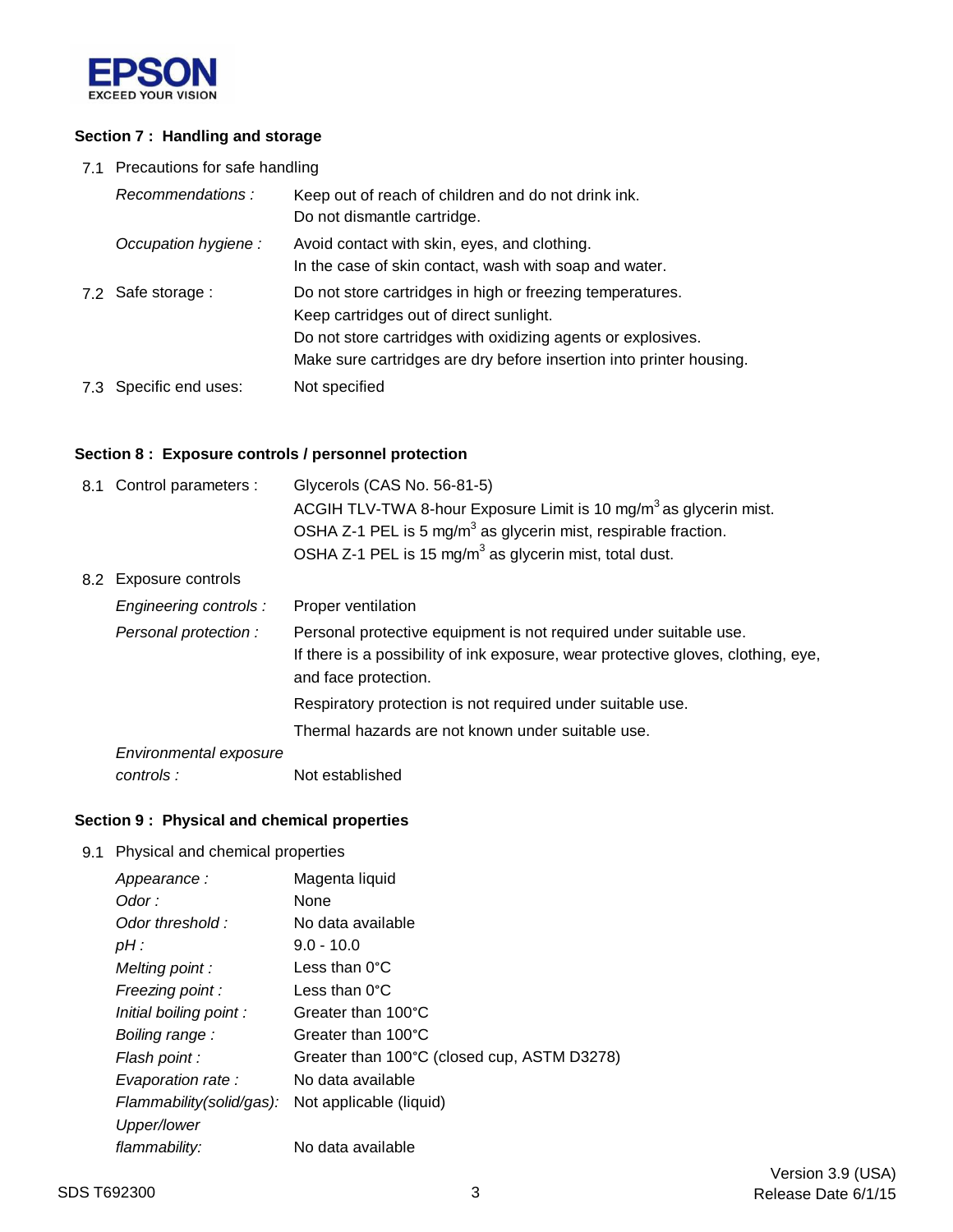## Section 7 : Handling and storage

7.1 Precautions for safe handling

| | |
|---|---|
| *Recommendations :* | Keep out of reach of children and do not drink ink.<br>Do not dismantle cartridge. |
| *Occupation hygiene :* | Avoid contact with skin, eyes, and clothing.<br>In the case of skin contact, wash with soap and water. |
| 7.2 Safe storage : | Do not store cartridges in high or freezing temperatures.<br>Keep cartridges out of direct sunlight.<br>Do not store cartridges with oxidizing agents or explosives.<br>Make sure cartridges are dry before insertion into printer housing. |
| 7.3 Specific end uses: | Not specified |

## Section 8 : Exposure controls / personnel protection

| | |
|---|---|
| 8.1 Control parameters : | Glycerols (CAS No. 56-81-5)<br>ACGIH TLV-TWA 8-hour Exposure Limit is 10 $mg/m^3$ as glycerin mist.<br>OSHA Z-1 PEL is 5 $mg/m^3$ as glycerin mist, respirable fraction.<br>OSHA Z-1 PEL is 15 $mg/m^3$ as glycerin mist, total dust. |
| 8.2 Exposure controls | |
| *Engineering controls :* | Proper ventilation |
| *Personal protection :* | Personal protective equipment is not required under suitable use.<br>If there is a possibility of ink exposure, wear protective gloves, clothing, eye, and face protection.<br>Respiratory protection is not required under suitable use.<br>Thermal hazards are not known under suitable use. |
| *Environmental exposure controls :* | Not established |

## Section 9 : Physical and chemical properties

9.1 Physical and chemical properties

| | |
|---|---|
| *Appearance :* | Magenta liquid |
| *Odor :* | None |
| *Odor threshold :* | No data available |
| *pH :* | 9.0 - 10.0 |
| *Melting point :* | Less than 0°C |
| *Freezing point :* | Less than 0°C |
| *Initial boiling point :* | Greater than 100°C |
| *Boiling range :* | Greater than 100°C |
| *Flash point :* | Greater than 100°C (closed cup, ASTM D3278) |
| *Evaporation rate :* | No data available |
| *Flammability(solid/gas):* | Not applicable (liquid) |
| *Upper/lower flammability:* | No data available |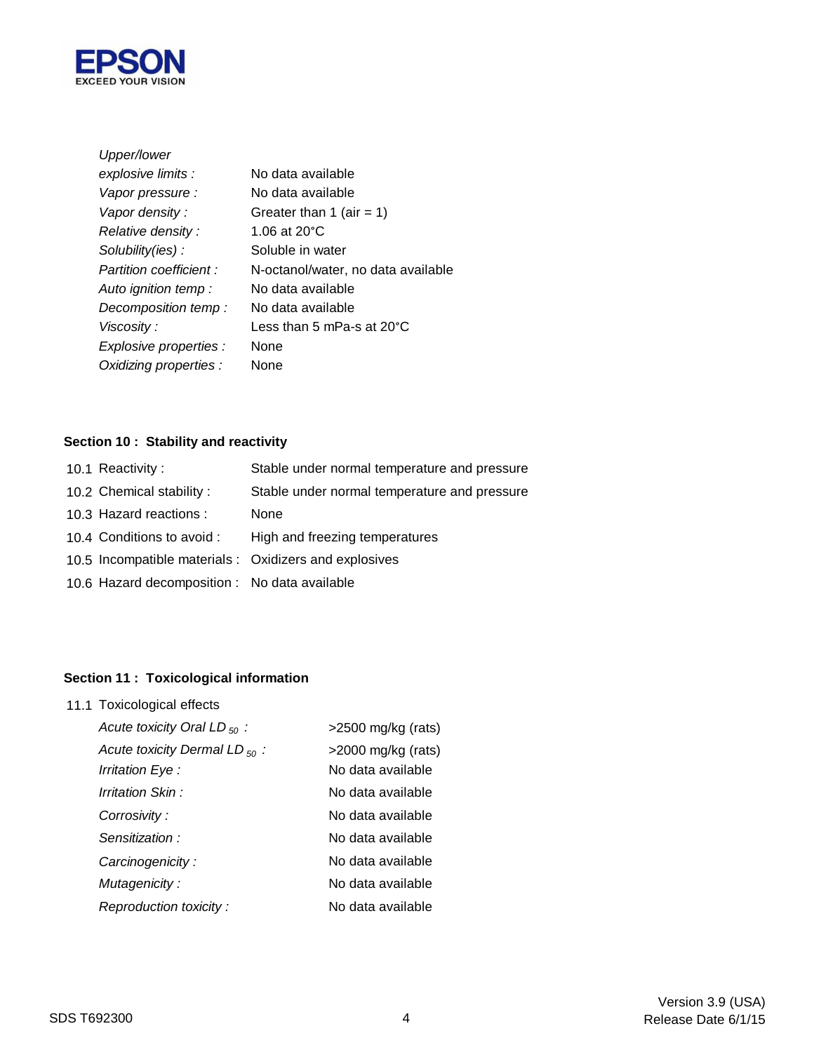| | |
|---|---|
| *Upper/lower explosive limits :* | No data available |
| *Vapor pressure :* | No data available |
| *Vapor density :* | Greater than 1 (air = 1) |
| *Relative density :* | 1.06 at 20°C |
| *Solubility(ies) :* | Soluble in water |
| *Partition coefficient :* | N-octanol/water, no data available |
| *Auto ignition temp :* | No data available |
| *Decomposition temp :* | No data available |
| *Viscosity :* | Less than 5 mPa-s at 20°C |
| *Explosive properties :* | None |
| *Oxidizing properties :* | None |

**Section 10 : Stability and reactivity**

| | |
|---|---|
| 10.1 Reactivity : | Stable under normal temperature and pressure |
| 10.2 Chemical stability : | Stable under normal temperature and pressure |
| 10.3 Hazard reactions : | None |
| 10.4 Conditions to avoid : | High and freezing temperatures |
| 10.5 Incompatible materials : | Oxidizers and explosives |
| 10.6 Hazard decomposition : | No data available |

**Section 11 : Toxicological information**

11.1 Toxicological effects

| | |
|---|---|
| *Acute toxicity Oral $LD_{50}$ :* | >2500 mg/kg (rats) |
| *Acute toxicity Dermal $LD_{50}$ :* | >2000 mg/kg (rats) |
| *Irritation Eye :* | No data available |
| *Irritation Skin :* | No data available |
| *Corrosivity :* | No data available |
| *Sensitization :* | No data available |
| *Carcinogenicity :* | No data available |
| *Mutagenicity :* | No data available |
| *Reproduction toxicity :* | No data available |

SDS T692300

Version 3.9 (USA)
Release Date 6/1/15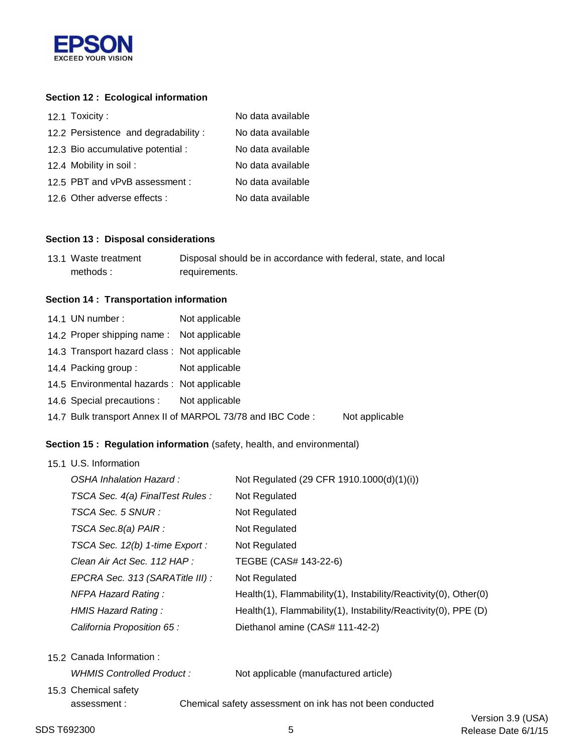## Section 12 : Ecological information

| | |
|---|---|
| 12.1 Toxicity : | No data available |
| 12.2 Persistence and degradability : | No data available |
| 12.3 Bio accumulative potential : | No data available |
| 12.4 Mobility in soil : | No data available |
| 12.5 PBT and vPvB assessment : | No data available |
| 12.6 Other adverse effects : | No data available |

## Section 13 : Disposal considerations

| | |
|---|---|
| 13.1 Waste treatment methods : | Disposal should be in accordance with federal, state, and local requirements. |

## Section 14 : Transportation information

| | |
|---|---|
| 14.1 UN number : | Not applicable |
| 14.2 Proper shipping name : | Not applicable |
| 14.3 Transport hazard class : | Not applicable |
| 14.4 Packing group : | Not applicable |
| 14.5 Environmental hazards : | Not applicable |
| 14.6 Special precautions : | Not applicable |
| 14.7 Bulk transport Annex II of MARPOL 73/78 and IBC Code : | Not applicable |

## Section 15 : Regulation information (safety, health, and environmental)

15.1 U.S. Information

| | |
|---|---|
| *OSHA Inhalation Hazard :* | Not Regulated (29 CFR 1910.1000(d)(1)(i)) |
| *TSCA Sec. 4(a) FinalTest Rules :* | Not Regulated |
| *TSCA Sec. 5 SNUR :* | Not Regulated |
| *TSCA Sec.8(a) PAIR :* | Not Regulated |
| *TSCA Sec. 12(b) 1-time Export :* | Not Regulated |
| *Clean Air Act Sec. 112 HAP :* | TEGBE (CAS# 143-22-6) |
| *EPCRA Sec. 313 (SARATitle III) :* | Not Regulated |
| *NFPA Hazard Rating :* | Health(1), Flammability(1), Instability/Reactivity(0), Other(0) |
| *HMIS Hazard Rating :* | Health(1), Flammability(1), Instability/Reactivity(0), PPE (D) |
| *California Proposition 65 :* | Diethanol amine (CAS# 111-42-2) |

15.2 Canada Information :

| | |
|---|---|
| *WHMIS Controlled Product :* | Not applicable (manufactured article) |

15.3 Chemical safety assessment : Chemical safety assessment on ink has not been conducted

SDS T692300 — Version 3.9 (USA) Release Date 6/1/15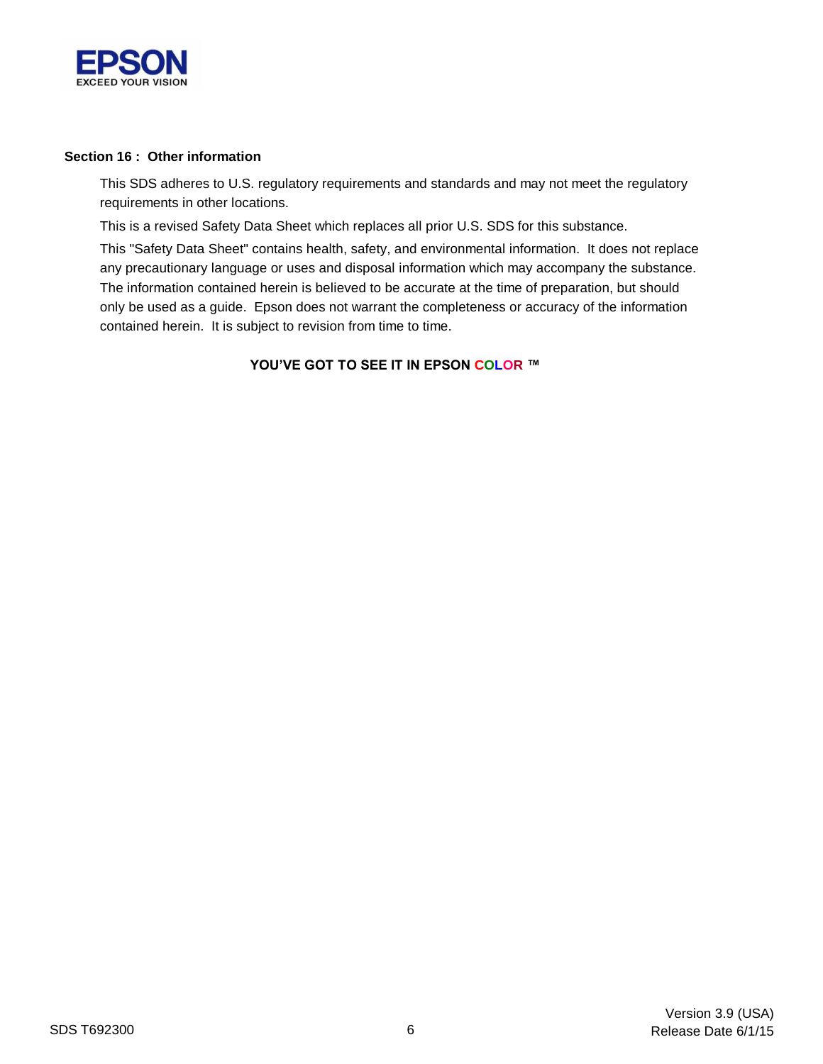## Section 16 : Other information

This SDS adheres to U.S. regulatory requirements and standards and may not meet the regulatory requirements in other locations.

This is a revised Safety Data Sheet which replaces all prior U.S. SDS for this substance.

This "Safety Data Sheet" contains health, safety, and environmental information. It does not replace any precautionary language or uses and disposal information which may accompany the substance. The information contained herein is believed to be accurate at the time of preparation, but should only be used as a guide. Epson does not warrant the completeness or accuracy of the information contained herein. It is subject to revision from time to time.

**YOU'VE GOT TO SEE IT IN EPSON COLOR ™**